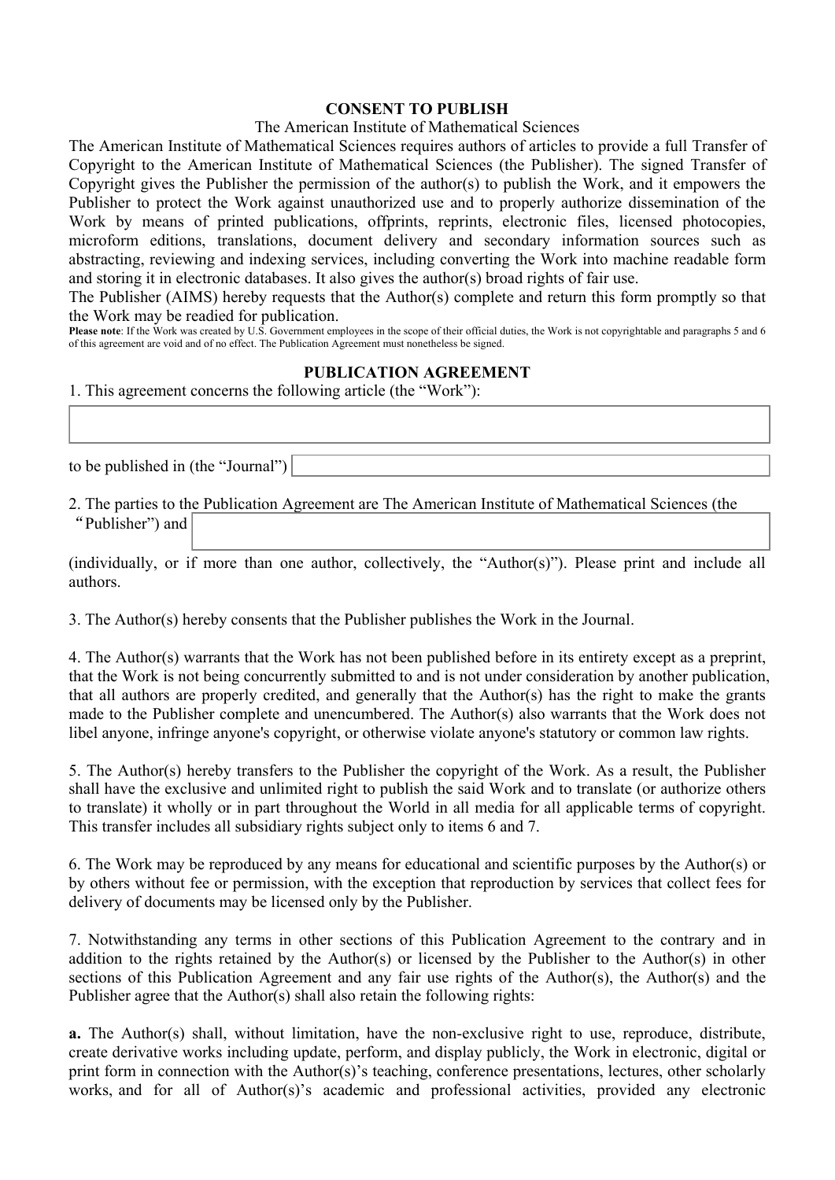# CONSENT TO PUBLISH

The American Institute of Mathematical Sciences

The American Institute of Mathematical Sciences requires authors of articles to provide a full Transfer of Copyright to the American Institute of Mathematical Sciences (the Publisher). The signed Transfer of Copyright gives the Publisher the permission of the author(s) to publish the Work, and it empowers the Publisher to protect the Work against unauthorized use and to properly authorize dissemination of the Work by means of printed publications, offprints, reprints, electronic files, licensed photocopies, microform editions, translations, document delivery and secondary information sources such as abstracting, reviewing and indexing services, including converting the Work into machine readable form and storing it in electronic databases. It also gives the author(s) broad rights of fair use.

The Publisher (AIMS) hereby requests that the Author(s) complete and return this form promptly so that the Work may be readied for publication.

**Please note**: If the Work was created by U.S. Government employees in the scope of their official duties, the Work is not copyrightable and paragraphs 5 and 6 of this agreement are void and of no effect. The Publication Agreement must nonetheless be signed.

## PUBLICATION AGREEMENT

1. This agreement concerns the following article (the "Work"):

\_\_\_\_\_\_\_\_\_\_\_\_\_\_\_\_\_\_\_\_\_\_\_\_\_\_\_\_\_\_\_\_\_\_\_\_\_\_\_\_

to be published in (the "Journal") \_\_\_\_\_\_\_\_\_\_\_\_\_\_\_\_\_\_\_\_\_\_\_\_\_\_\_\_\_\_\_\_\_\_\_\_\_\_\_\_

2. The parties to the Publication Agreement are The American Institute of Mathematical Sciences (the "Publisher") and \_\_\_\_\_\_\_\_\_\_\_\_\_\_\_\_\_\_\_\_\_\_\_\_\_\_\_\_\_\_\_\_\_\_\_\_\_\_\_\_

(individually, or if more than one author, collectively, the "Author(s)"). Please print and include all authors.

3. The Author(s) hereby consents that the Publisher publishes the Work in the Journal.

4. The Author(s) warrants that the Work has not been published before in its entirety except as a preprint, that the Work is not being concurrently submitted to and is not under consideration by another publication, that all authors are properly credited, and generally that the Author(s) has the right to make the grants made to the Publisher complete and unencumbered. The Author(s) also warrants that the Work does not libel anyone, infringe anyone's copyright, or otherwise violate anyone's statutory or common law rights.

5. The Author(s) hereby transfers to the Publisher the copyright of the Work. As a result, the Publisher shall have the exclusive and unlimited right to publish the said Work and to translate (or authorize others to translate) it wholly or in part throughout the World in all media for all applicable terms of copyright. This transfer includes all subsidiary rights subject only to items 6 and 7.

6. The Work may be reproduced by any means for educational and scientific purposes by the Author(s) or by others without fee or permission, with the exception that reproduction by services that collect fees for delivery of documents may be licensed only by the Publisher.

7. Notwithstanding any terms in other sections of this Publication Agreement to the contrary and in addition to the rights retained by the Author(s) or licensed by the Publisher to the Author(s) in other sections of this Publication Agreement and any fair use rights of the Author(s), the Author(s) and the Publisher agree that the Author(s) shall also retain the following rights:

**a.** The Author(s) shall, without limitation, have the non-exclusive right to use, reproduce, distribute, create derivative works including update, perform, and display publicly, the Work in electronic, digital or print form in connection with the Author(s)'s teaching, conference presentations, lectures, other scholarly works, and for all of Author(s)'s academic and professional activities, provided any electronic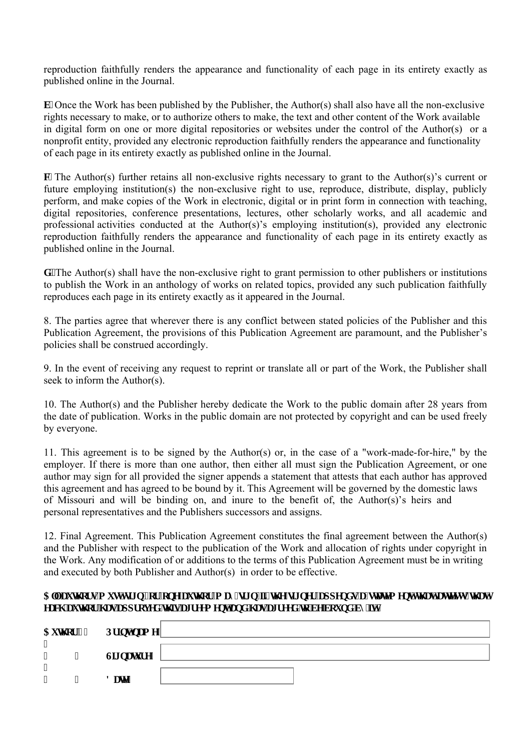reproduction faithfully renders the appearance and functionality of each page in its entirety exactly as published online in the Journal.

**b.** Once the Work has been published by the Publisher, the Author(s) shall also have all the non-exclusive rights necessary to make, or to authorize others to make, the text and other content of the Work available in digital form on one or more digital repositories or websites under the control of the Author(s) or a nonprofit entity, provided any electronic reproduction faithfully renders the appearance and functionality of each page in its entirety exactly as published online in the Journal.

**c.** The Author(s) further retains all non-exclusive rights necessary to grant to the Author(s)'s current or future employing institution(s) the non-exclusive right to use, reproduce, distribute, display, publicly perform, and make copies of the Work in electronic, digital or in print form in connection with teaching, digital repositories, conference presentations, lectures, other scholarly works, and all academic and professional activities conducted at the Author(s)'s employing institution(s), provided any electronic reproduction faithfully renders the appearance and functionality of each page in its entirety exactly as published online in the Journal.

**d.** The Author(s) shall have the non-exclusive right to grant permission to other publishers or institutions to publish the Work in an anthology of works on related topics, provided any such publication faithfully reproduces each page in its entirety exactly as it appeared in the Journal.

8. The parties agree that wherever there is any conflict between stated policies of the Publisher and this Publication Agreement, the provisions of this Publication Agreement are paramount, and the Publisher's policies shall be construed accordingly.

9. In the event of receiving any request to reprint or translate all or part of the Work, the Publisher shall seek to inform the Author(s).

10. The Author(s) and the Publisher hereby dedicate the Work to the public domain after 28 years from the date of publication. Works in the public domain are not protected by copyright and can be used freely by everyone.

11. This agreement is to be signed by the Author(s) or, in the case of a "work-made-for-hire," by the employer. If there is more than one author, then either all must sign the Publication Agreement, or one author may sign for all provided the signer appends a statement that attests that each author has approved this agreement and has agreed to be bound by it. This Agreement will be governed by the domestic laws of Missouri and will be binding on, and inure to the benefit of, the Author(s)'s heirs and personal representatives and the Publishers successors and assigns.

12. Final Agreement. This Publication Agreement constitutes the final agreement between the Author(s) and the Publisher with respect to the publication of the Work and allocation of rights under copyright in the Work. Any modification of or additions to the terms of this Publication Agreement must be in writing and executed by both Publisher and Author(s) in order to be effective.

**All authors must sign, or one author may sign if the signer appends a statement that attests that each author has approved this agreement and has agreed to be bound by it.**

**Author 1:** **Print Name** ____________________

**Signature** ____________________

**Date** ____________________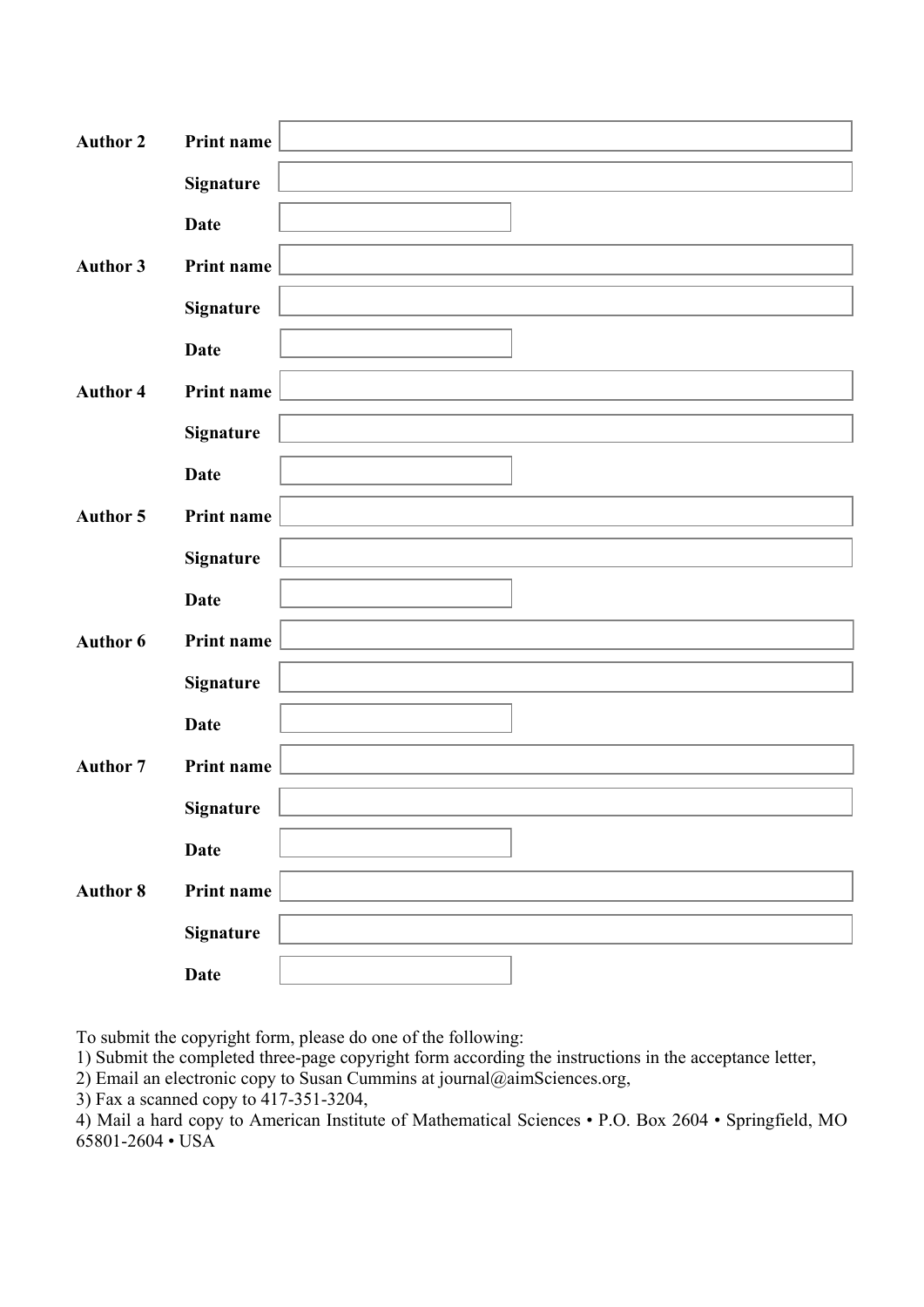| | | |
|---|---|---|
| **Author 2** | **Print name** | |
| | **Signature** | |
| | **Date** | |
| **Author 3** | **Print name** | |
| | **Signature** | |
| | **Date** | |
| **Author 4** | **Print name** | |
| | **Signature** | |
| | **Date** | |
| **Author 5** | **Print name** | |
| | **Signature** | |
| | **Date** | |
| **Author 6** | **Print name** | |
| | **Signature** | |
| | **Date** | |
| **Author 7** | **Print name** | |
| | **Signature** | |
| | **Date** | |
| **Author 8** | **Print name** | |
| | **Signature** | |
| | **Date** | |

To submit the copyright form, please do one of the following:
1) Submit the completed three-page copyright form according the instructions in the acceptance letter,
2) Email an electronic copy to Susan Cummins at journal@aimSciences.org,
3) Fax a scanned copy to 417-351-3204,
4) Mail a hard copy to American Institute of Mathematical Sciences • P.O. Box 2604 • Springfield, MO 65801-2604 • USA